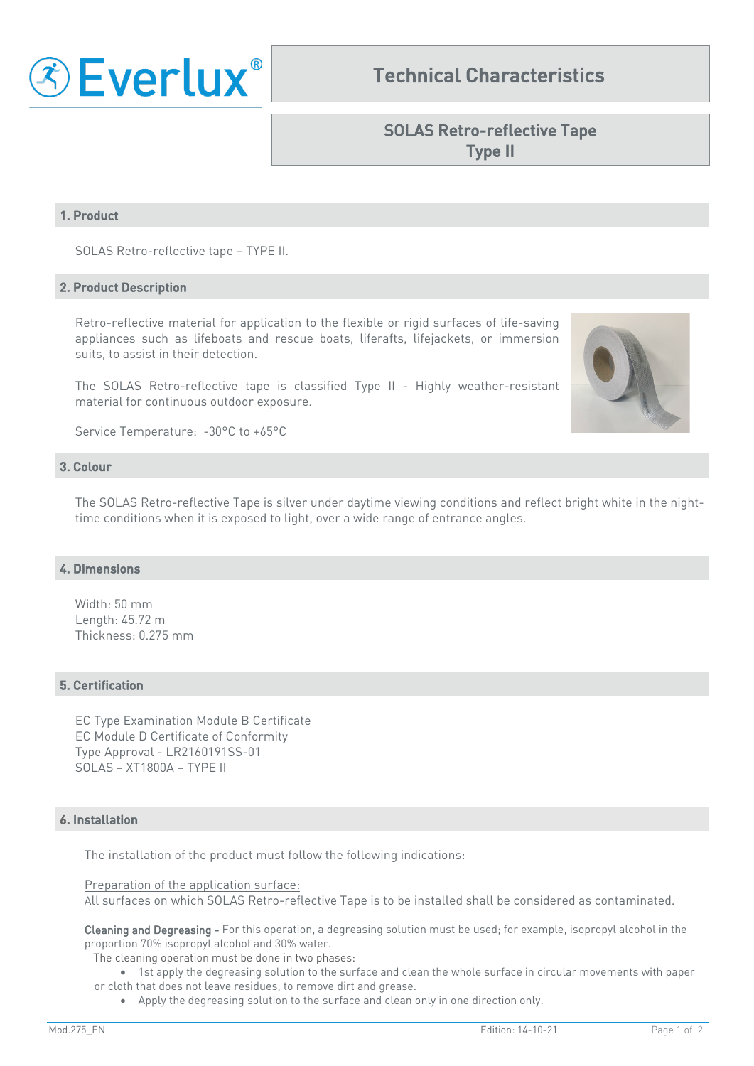# Technical Characteristics

## SOLAS Retro-reflective Tape Type II

### 1. Product

SOLAS Retro-reflective tape – TYPE II.

### 2. Product Description

Retro-reflective material for application to the flexible or rigid surfaces of life-saving appliances such as lifeboats and rescue boats, liferafts, lifejackets, or immersion suits, to assist in their detection.

The SOLAS Retro-reflective tape is classified Type II - Highly weather-resistant material for continuous outdoor exposure.

Service Temperature: -30°C to +65°C

### 3. Colour

The SOLAS Retro-reflective Tape is silver under daytime viewing conditions and reflect bright white in the night-time conditions when it is exposed to light, over a wide range of entrance angles.

### 4. Dimensions

Width: 50 mm
Length: 45.72 m
Thickness: 0.275 mm

### 5. Certification

EC Type Examination Module B Certificate
EC Module D Certificate of Conformity
Type Approval - LR2160191SS-01
SOLAS – XT1800A – TYPE II

### 6. Installation

The installation of the product must follow the following indications:

Preparation of the application surface:
All surfaces on which SOLAS Retro-reflective Tape is to be installed shall be considered as contaminated.

**Cleaning and Degreasing** - For this operation, a degreasing solution must be used; for example, isopropyl alcohol in the proportion 70% isopropyl alcohol and 30% water.

The cleaning operation must be done in two phases:

- 1st apply the degreasing solution to the surface and clean the whole surface in circular movements with paper or cloth that does not leave residues, to remove dirt and grease.
- Apply the degreasing solution to the surface and clean only in one direction only.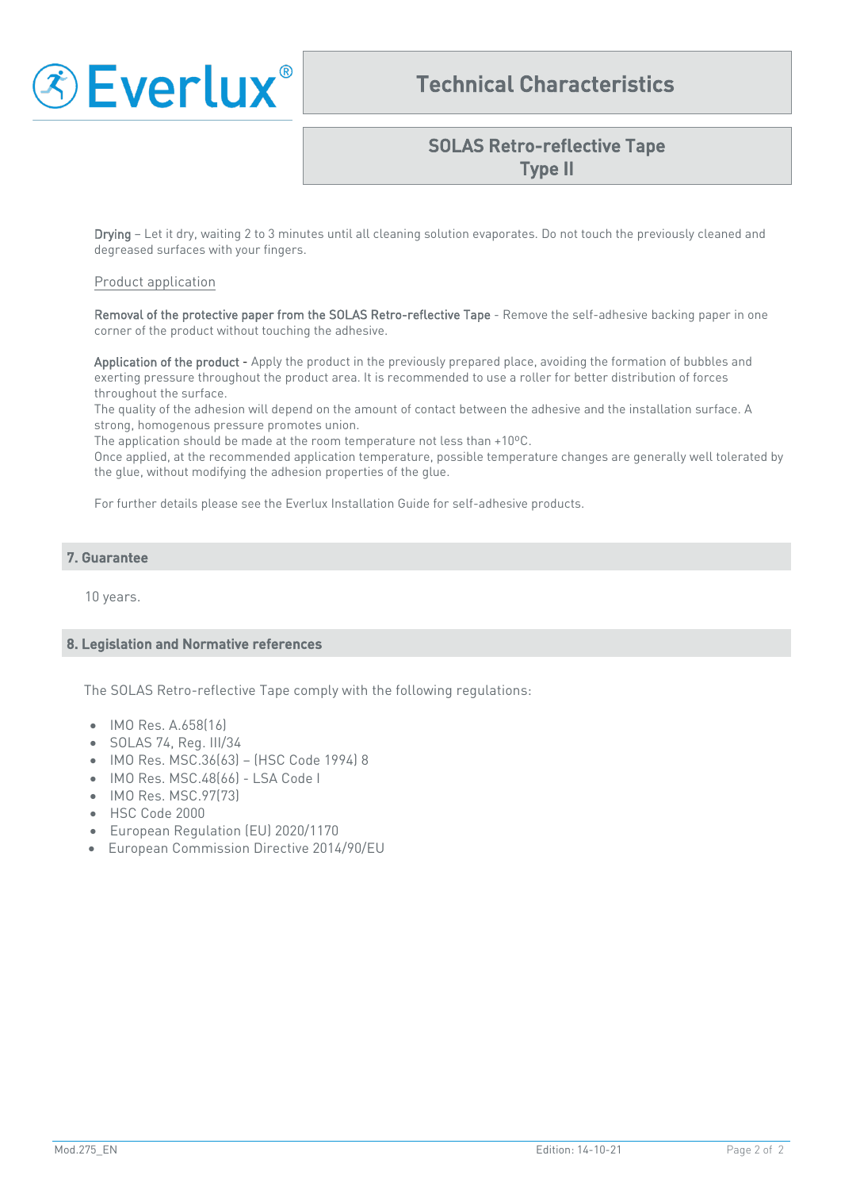**Drying** – Let it dry, waiting 2 to 3 minutes until all cleaning solution evaporates. Do not touch the previously cleaned and degreased surfaces with your fingers.

Product application

**Removal of the protective paper from the SOLAS Retro-reflective Tape** - Remove the self-adhesive backing paper in one corner of the product without touching the adhesive.

**Application of the product -** Apply the product in the previously prepared place, avoiding the formation of bubbles and exerting pressure throughout the product area. It is recommended to use a roller for better distribution of forces throughout the surface.
The quality of the adhesion will depend on the amount of contact between the adhesive and the installation surface. A strong, homogenous pressure promotes union.
The application should be made at the room temperature not less than +10ºC.
Once applied, at the recommended application temperature, possible temperature changes are generally well tolerated by the glue, without modifying the adhesion properties of the glue.

For further details please see the Everlux Installation Guide for self-adhesive products.

## 7. Guarantee

10 years.

## 8. Legislation and Normative references

The SOLAS Retro-reflective Tape comply with the following regulations:

- IMO Res. A.658(16)
- SOLAS 74, Reg. III/34
- IMO Res. MSC.36(63) – (HSC Code 1994) 8
- IMO Res. MSC.48(66) - LSA Code I
- IMO Res. MSC.97(73)
- HSC Code 2000
- European Regulation (EU) 2020/1170
- European Commission Directive 2014/90/EU